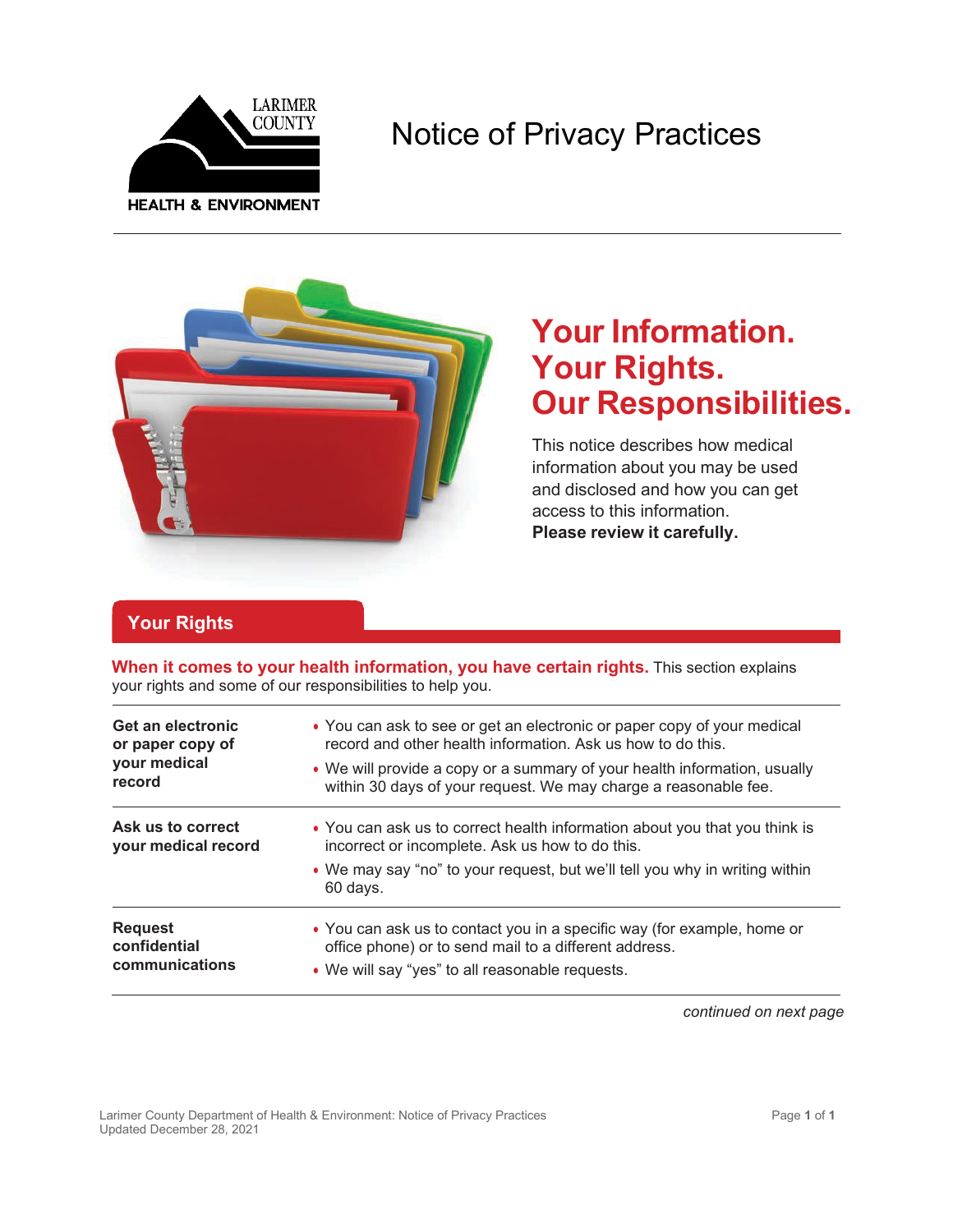LARIMER COUNTY
HEALTH & ENVIRONMENT

# Notice of Privacy Practices

## Your Information. Your Rights. Our Responsibilities.

This notice describes how medical information about you may be used and disclosed and how you can get access to this information.
**Please review it carefully.**

## Your Rights

**When it comes to your health information, you have certain rights.** This section explains your rights and some of our responsibilities to help you.

| | |
|---|---|
| **Get an electronic or paper copy of your medical record** | • You can ask to see or get an electronic or paper copy of your medical record and other health information. Ask us how to do this.<br>• We will provide a copy or a summary of your health information, usually within 30 days of your request. We may charge a reasonable fee. |
| **Ask us to correct your medical record** | • You can ask us to correct health information about you that you think is incorrect or incomplete. Ask us how to do this.<br>• We may say "no" to your request, but we'll tell you why in writing within 60 days. |
| **Request confidential communications** | • You can ask us to contact you in a specific way (for example, home or office phone) or to send mail to a different address.<br>• We will say "yes" to all reasonable requests. |

*continued on next page*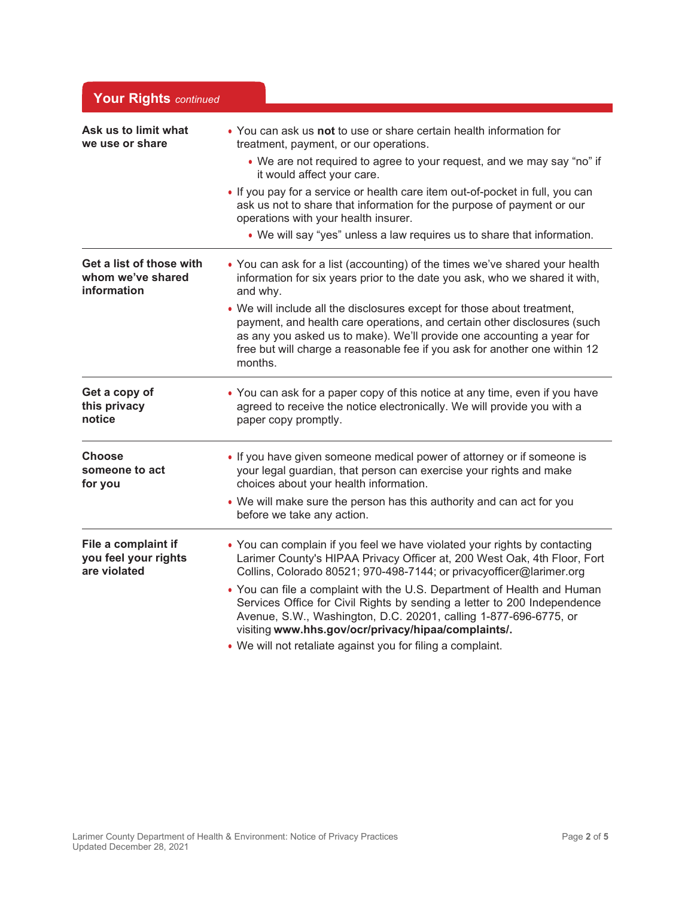## Your Rights *continued*

**Ask us to limit what we use or share**

- You can ask us **not** to use or share certain health information for treatment, payment, or our operations.
  - We are not required to agree to your request, and we may say "no" if it would affect your care.
- If you pay for a service or health care item out-of-pocket in full, you can ask us not to share that information for the purpose of payment or our operations with your health insurer.
  - We will say "yes" unless a law requires us to share that information.

**Get a list of those with whom we've shared information**

- You can ask for a list (accounting) of the times we've shared your health information for six years prior to the date you ask, who we shared it with, and why.
- We will include all the disclosures except for those about treatment, payment, and health care operations, and certain other disclosures (such as any you asked us to make). We'll provide one accounting a year for free but will charge a reasonable fee if you ask for another one within 12 months.

**Get a copy of this privacy notice**

- You can ask for a paper copy of this notice at any time, even if you have agreed to receive the notice electronically. We will provide you with a paper copy promptly.

**Choose someone to act for you**

- If you have given someone medical power of attorney or if someone is your legal guardian, that person can exercise your rights and make choices about your health information.
- We will make sure the person has this authority and can act for you before we take any action.

**File a complaint if you feel your rights are violated**

- You can complain if you feel we have violated your rights by contacting Larimer County's HIPAA Privacy Officer at, 200 West Oak, 4th Floor, Fort Collins, Colorado 80521; 970-498-7144; or privacyofficer@larimer.org
- You can file a complaint with the U.S. Department of Health and Human Services Office for Civil Rights by sending a letter to 200 Independence Avenue, S.W., Washington, D.C. 20201, calling 1-877-696-6775, or visiting **www.hhs.gov/ocr/privacy/hipaa/complaints/.**
- We will not retaliate against you for filing a complaint.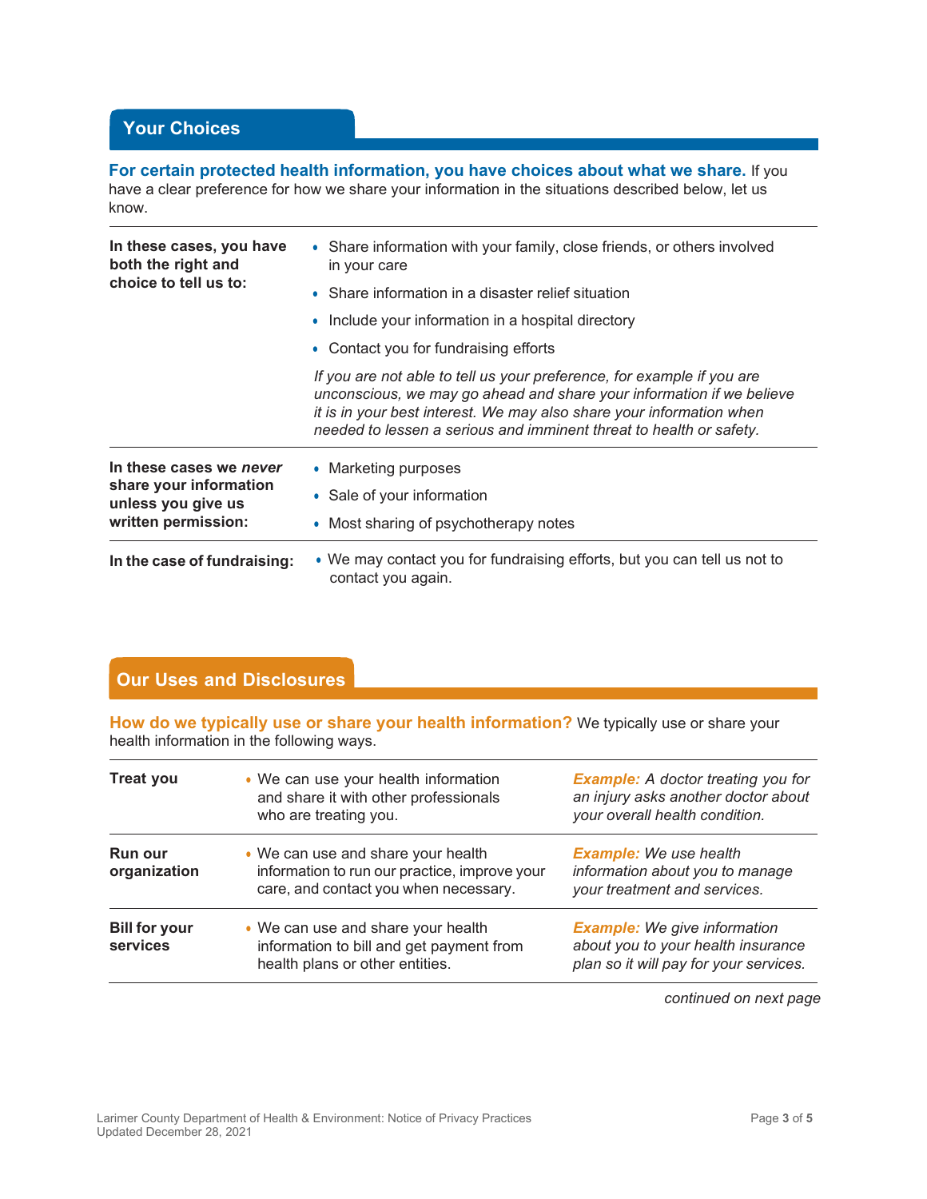## Your Choices

**For certain protected health information, you have choices about what we share.** If you have a clear preference for how we share your information in the situations described below, let us know.

| | |
|---|---|
| **In these cases, you have both the right and choice to tell us to:** | • Share information with your family, close friends, or others involved in your care<br>• Share information in a disaster relief situation<br>• Include your information in a hospital directory<br>• Contact you for fundraising efforts<br>*If you are not able to tell us your preference, for example if you are unconscious, we may go ahead and share your information if we believe it is in your best interest. We may also share your information when needed to lessen a serious and imminent threat to health or safety.* |
| **In these cases we *never* share your information unless you give us written permission:** | • Marketing purposes<br>• Sale of your information<br>• Most sharing of psychotherapy notes |
| **In the case of fundraising:** | • We may contact you for fundraising efforts, but you can tell us not to contact you again. |

## Our Uses and Disclosures

**How do we typically use or share your health information?** We typically use or share your health information in the following ways.

| | | |
|---|---|---|
| **Treat you** | • We can use your health information and share it with other professionals who are treating you. | ***Example:*** *A doctor treating you for an injury asks another doctor about your overall health condition.* |
| **Run our organization** | • We can use and share your health information to run our practice, improve your care, and contact you when necessary. | ***Example:*** *We use health information about you to manage your treatment and services.* |
| **Bill for your services** | • We can use and share your health information to bill and get payment from health plans or other entities. | ***Example:*** *We give information about you to your health insurance plan so it will pay for your services.* |

*continued on next page*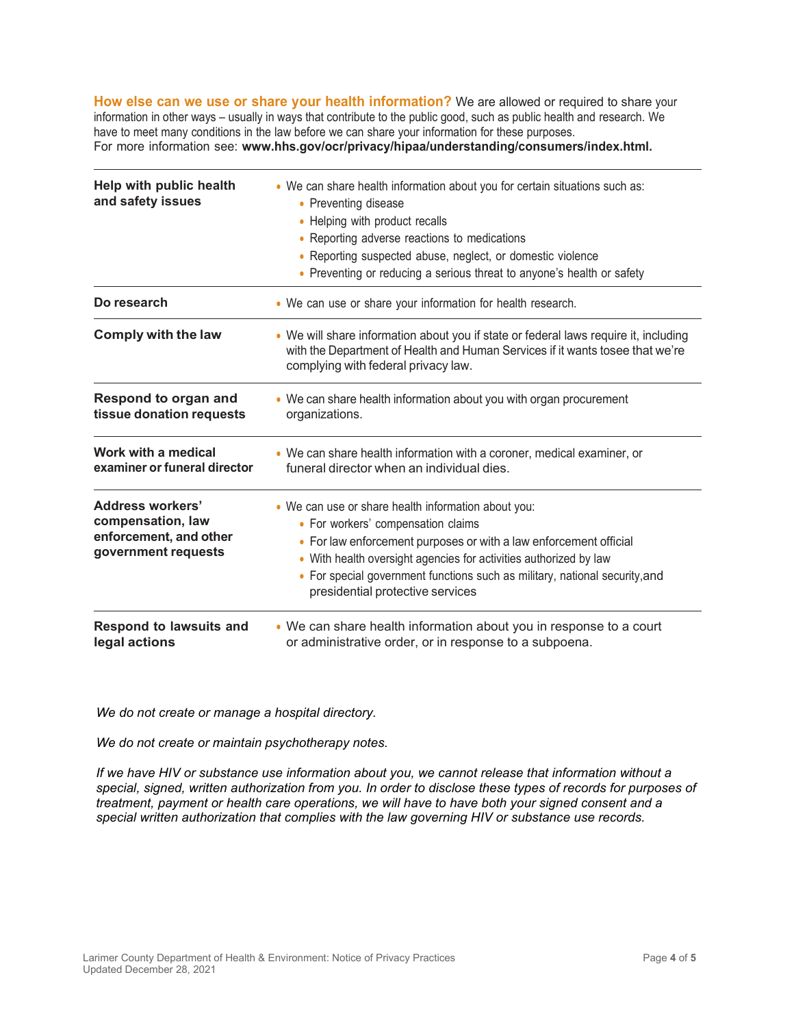**How else can we use or share your health information?** We are allowed or required to share your information in other ways – usually in ways that contribute to the public good, such as public health and research. We have to meet many conditions in the law before we can share your information for these purposes.
For more information see: **www.hhs.gov/ocr/privacy/hipaa/understanding/consumers/index.html.**

| | |
|---|---|
| **Help with public health and safety issues** | • We can share health information about you for certain situations such as:<br>  • Preventing disease<br>  • Helping with product recalls<br>  • Reporting adverse reactions to medications<br>  • Reporting suspected abuse, neglect, or domestic violence<br>  • Preventing or reducing a serious threat to anyone's health or safety |
| **Do research** | • We can use or share your information for health research. |
| **Comply with the law** | • We will share information about you if state or federal laws require it, including with the Department of Health and Human Services if it wants tosee that we're complying with federal privacy law. |
| **Respond to organ and tissue donation requests** | • We can share health information about you with organ procurement organizations. |
| **Work with a medical examiner or funeral director** | • We can share health information with a coroner, medical examiner, or funeral director when an individual dies. |
| **Address workers' compensation, law enforcement, and other government requests** | • We can use or share health information about you:<br>  • For workers' compensation claims<br>  • For law enforcement purposes or with a law enforcement official<br>  • With health oversight agencies for activities authorized by law<br>  • For special government functions such as military, national security,and presidential protective services |
| **Respond to lawsuits and legal actions** | • We can share health information about you in response to a court or administrative order, or in response to a subpoena. |

*We do not create or manage a hospital directory.*

*We do not create or maintain psychotherapy notes.*

*If we have HIV or substance use information about you, we cannot release that information without a special, signed, written authorization from you. In order to disclose these types of records for purposes of treatment, payment or health care operations, we will have to have both your signed consent and a special written authorization that complies with the law governing HIV or substance use records.*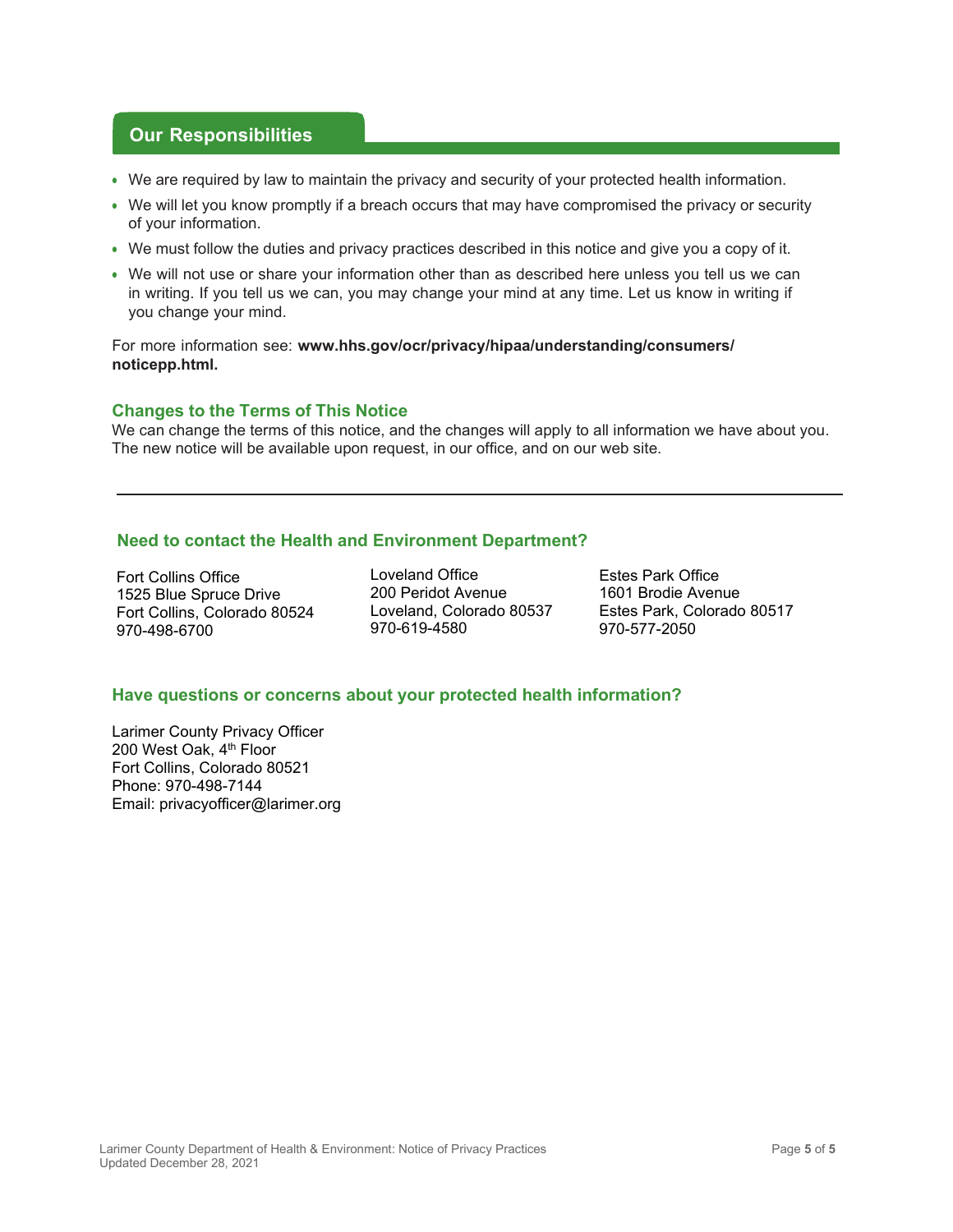## Our Responsibilities

- We are required by law to maintain the privacy and security of your protected health information.
- We will let you know promptly if a breach occurs that may have compromised the privacy or security of your information.
- We must follow the duties and privacy practices described in this notice and give you a copy of it.
- We will not use or share your information other than as described here unless you tell us we can in writing. If you tell us we can, you may change your mind at any time. Let us know in writing if you change your mind.

For more information see: **www.hhs.gov/ocr/privacy/hipaa/understanding/consumers/noticepp.html.**

### Changes to the Terms of This Notice

We can change the terms of this notice, and the changes will apply to all information we have about you. The new notice will be available upon request, in our office, and on our web site.

---

### Need to contact the Health and Environment Department?

Fort Collins Office
1525 Blue Spruce Drive
Fort Collins, Colorado 80524
970-498-6700

Loveland Office
200 Peridot Avenue
Loveland, Colorado 80537
970-619-4580

Estes Park Office
1601 Brodie Avenue
Estes Park, Colorado 80517
970-577-2050

### Have questions or concerns about your protected health information?

Larimer County Privacy Officer
200 West Oak, 4th Floor
Fort Collins, Colorado 80521
Phone: 970-498-7144
Email: privacyofficer@larimer.org